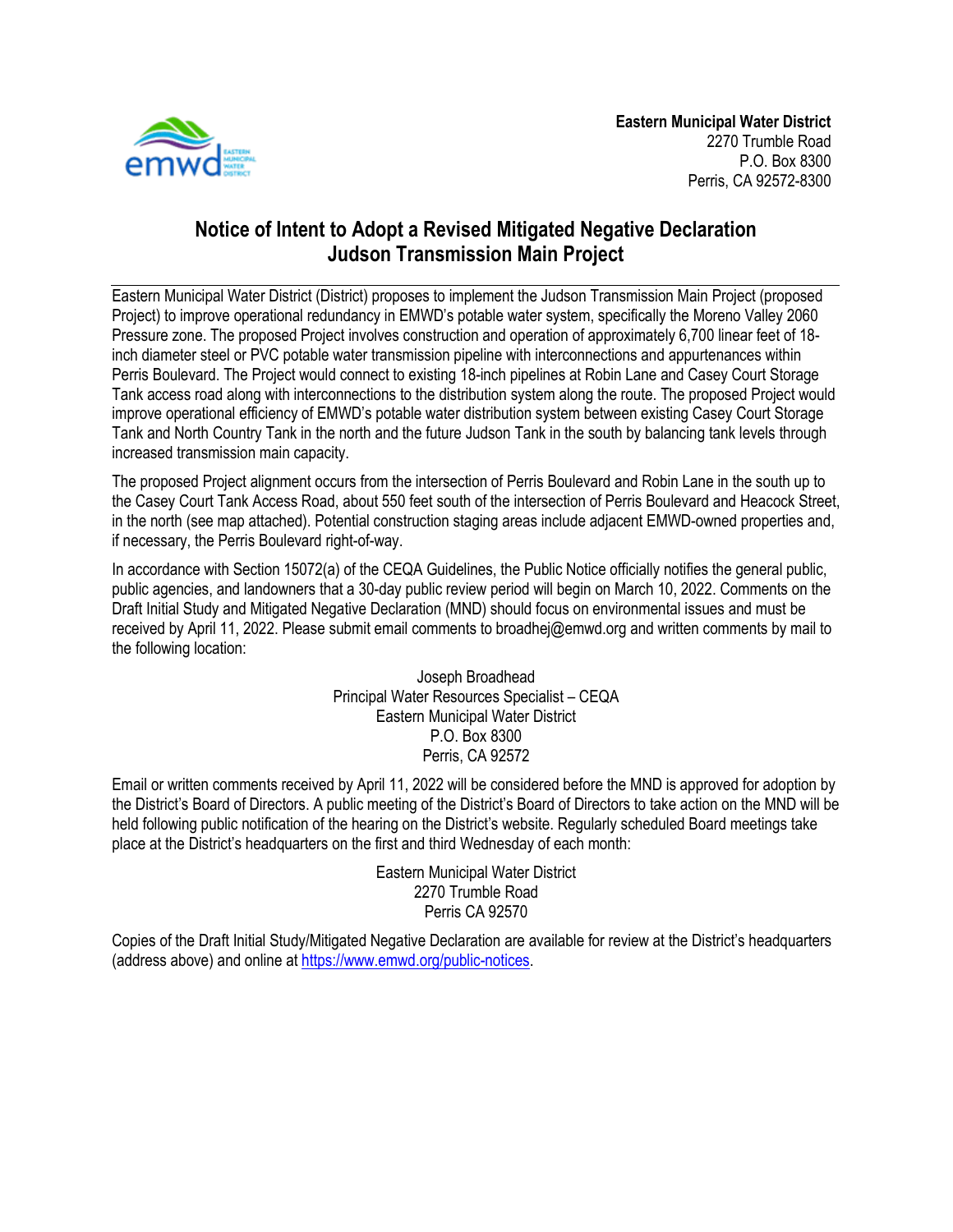**Eastern Municipal Water District**
2270 Trumble Road
P.O. Box 8300
Perris, CA 92572-8300

# Notice of Intent to Adopt a Revised Mitigated Negative Declaration
# Judson Transmission Main Project

Eastern Municipal Water District (District) proposes to implement the Judson Transmission Main Project (proposed Project) to improve operational redundancy in EMWD's potable water system, specifically the Moreno Valley 2060 Pressure zone. The proposed Project involves construction and operation of approximately 6,700 linear feet of 18-inch diameter steel or PVC potable water transmission pipeline with interconnections and appurtenances within Perris Boulevard. The Project would connect to existing 18-inch pipelines at Robin Lane and Casey Court Storage Tank access road along with interconnections to the distribution system along the route. The proposed Project would improve operational efficiency of EMWD's potable water distribution system between existing Casey Court Storage Tank and North Country Tank in the north and the future Judson Tank in the south by balancing tank levels through increased transmission main capacity.

The proposed Project alignment occurs from the intersection of Perris Boulevard and Robin Lane in the south up to the Casey Court Tank Access Road, about 550 feet south of the intersection of Perris Boulevard and Heacock Street, in the north (see map attached). Potential construction staging areas include adjacent EMWD-owned properties and, if necessary, the Perris Boulevard right-of-way.

In accordance with Section 15072(a) of the CEQA Guidelines, the Public Notice officially notifies the general public, public agencies, and landowners that a 30-day public review period will begin on March 10, 2022. Comments on the Draft Initial Study and Mitigated Negative Declaration (MND) should focus on environmental issues and must be received by April 11, 2022. Please submit email comments to broadhej@emwd.org and written comments by mail to the following location:

Joseph Broadhead
Principal Water Resources Specialist – CEQA
Eastern Municipal Water District
P.O. Box 8300
Perris, CA 92572

Email or written comments received by April 11, 2022 will be considered before the MND is approved for adoption by the District's Board of Directors. A public meeting of the District's Board of Directors to take action on the MND will be held following public notification of the hearing on the District's website. Regularly scheduled Board meetings take place at the District's headquarters on the first and third Wednesday of each month:

Eastern Municipal Water District
2270 Trumble Road
Perris CA 92570

Copies of the Draft Initial Study/Mitigated Negative Declaration are available for review at the District's headquarters (address above) and online at https://www.emwd.org/public-notices.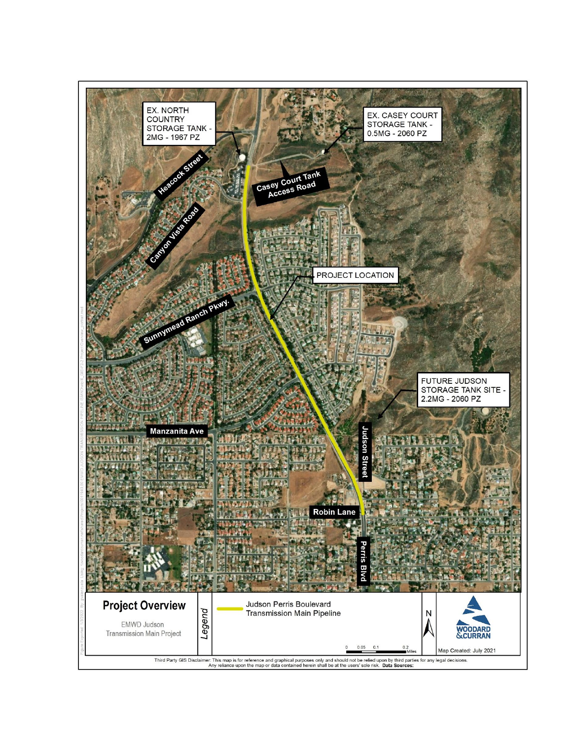EX. NORTH COUNTRY STORAGE TANK - 2MG - 1967 PZ

EX. CASEY COURT STORAGE TANK - 0.5MG - 2060 PZ

Heacock Street

Casey Court Tank Access Road

Canyon Vista Road

PROJECT LOCATION

Sunnymead Ranch Pkwy.

FUTURE JUDSON STORAGE TANK SITE - 2.2MG - 2060 PZ

Manzanita Ave

Judson Street

Robin Lane

Perris Blvd

**Project Overview**

EMWD Judson Transmission Main Project

*Legend*

Judson Perris Boulevard Transmission Main Pipeline

0 0.05 0.1 0.2 Miles

N

WOODARD & CURRAN

Map Created: July 2021

Third Party GIS Disclaimer: This map is for reference and graphical purposes only and should not be relied upon by third parties for any legal decisions. Any reliance upon the map or data contained herein shall be at the users' sole risk. **Data Sources:**